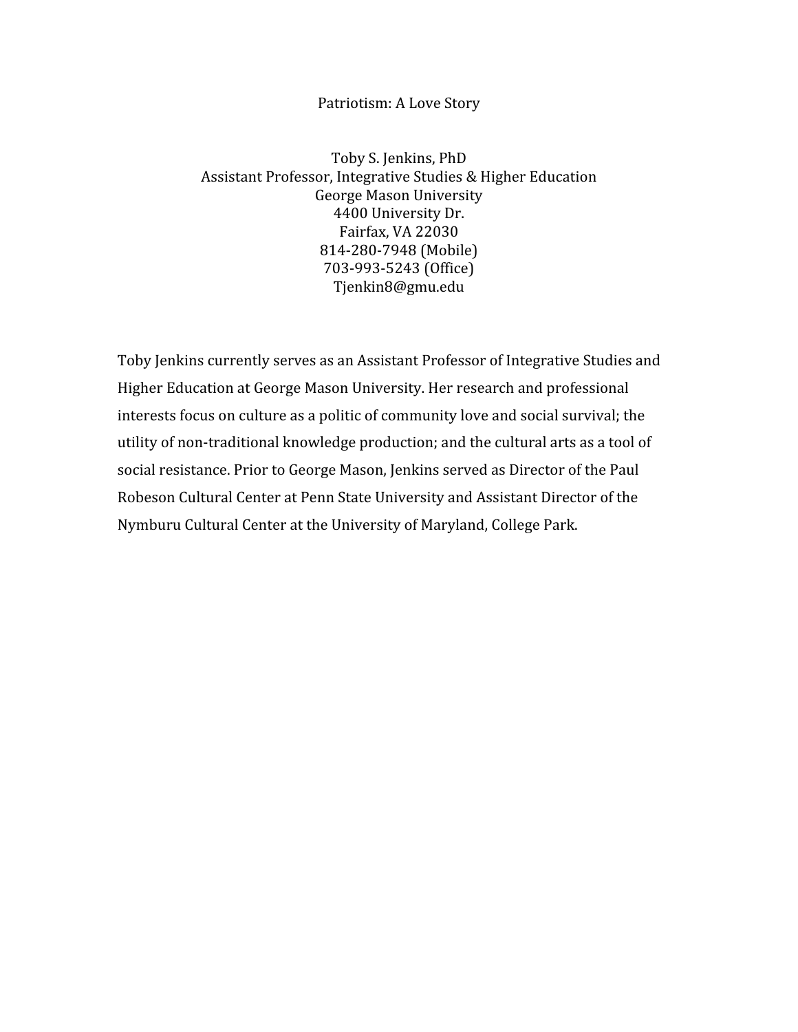# Patriotism: A Love Story

Toby S. Jenkins, PhD
Assistant Professor, Integrative Studies & Higher Education
George Mason University
4400 University Dr.
Fairfax, VA 22030
814-280-7948 (Mobile)
703-993-5243 (Office)
Tjenkin8@gmu.edu

Toby Jenkins currently serves as an Assistant Professor of Integrative Studies and Higher Education at George Mason University. Her research and professional interests focus on culture as a politic of community love and social survival; the utility of non-traditional knowledge production; and the cultural arts as a tool of social resistance. Prior to George Mason, Jenkins served as Director of the Paul Robeson Cultural Center at Penn State University and Assistant Director of the Nymburu Cultural Center at the University of Maryland, College Park.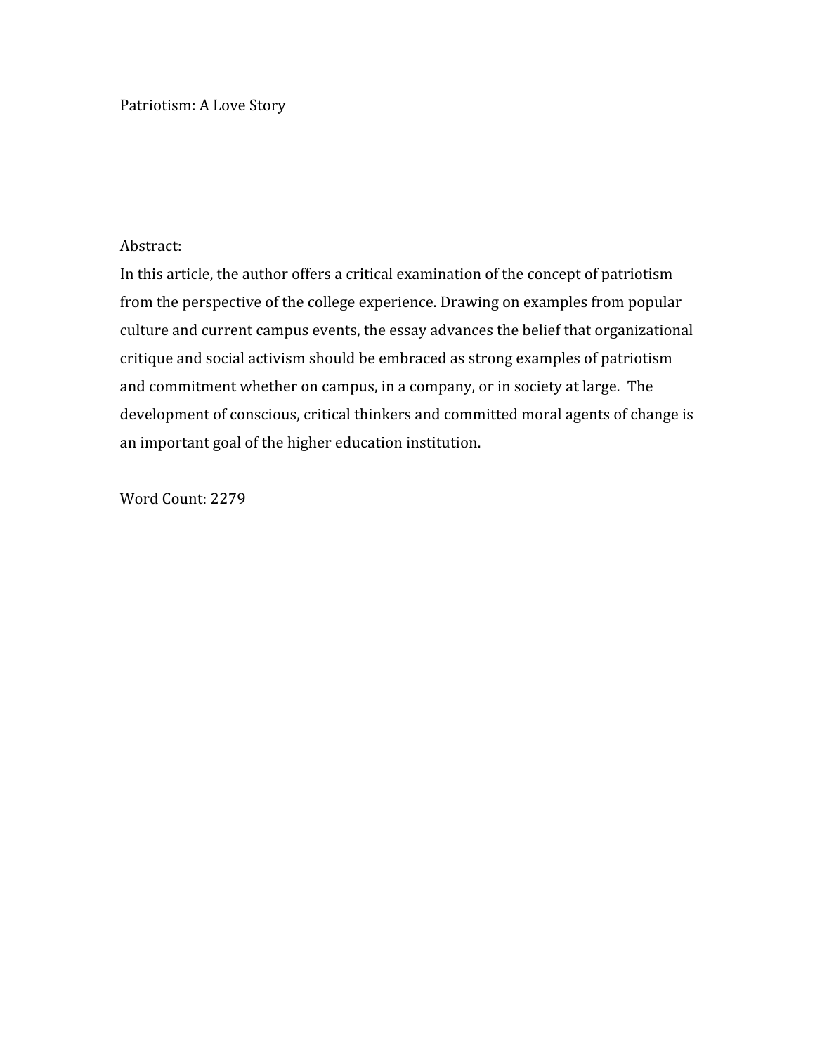# Patriotism: A Love Story

## Abstract:

In this article, the author offers a critical examination of the concept of patriotism from the perspective of the college experience. Drawing on examples from popular culture and current campus events, the essay advances the belief that organizational critique and social activism should be embraced as strong examples of patriotism and commitment whether on campus, in a company, or in society at large. The development of conscious, critical thinkers and committed moral agents of change is an important goal of the higher education institution.

Word Count: 2279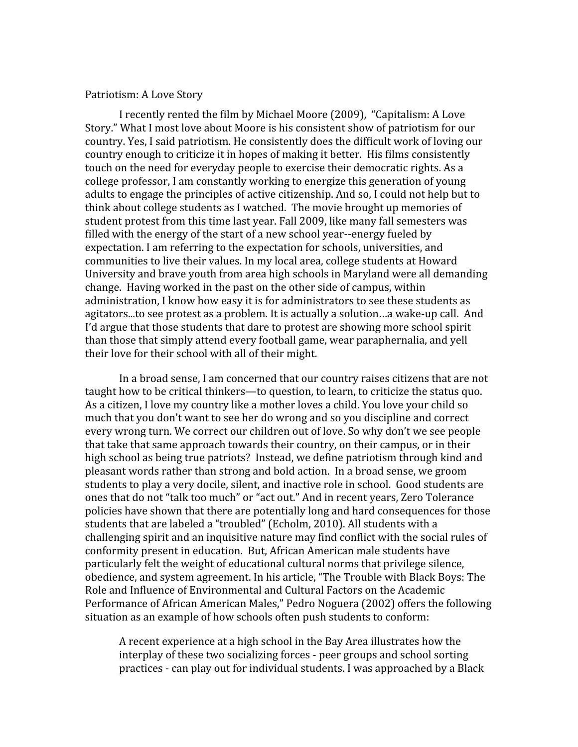Patriotism: A Love Story

I recently rented the film by Michael Moore (2009), "Capitalism: A Love Story." What I most love about Moore is his consistent show of patriotism for our country. Yes, I said patriotism. He consistently does the difficult work of loving our country enough to criticize it in hopes of making it better. His films consistently touch on the need for everyday people to exercise their democratic rights. As a college professor, I am constantly working to energize this generation of young adults to engage the principles of active citizenship. And so, I could not help but to think about college students as I watched. The movie brought up memories of student protest from this time last year. Fall 2009, like many fall semesters was filled with the energy of the start of a new school year--energy fueled by expectation. I am referring to the expectation for schools, universities, and communities to live their values. In my local area, college students at Howard University and brave youth from area high schools in Maryland were all demanding change. Having worked in the past on the other side of campus, within administration, I know how easy it is for administrators to see these students as agitators...to see protest as a problem. It is actually a solution…a wake-up call. And I'd argue that those students that dare to protest are showing more school spirit than those that simply attend every football game, wear paraphernalia, and yell their love for their school with all of their might.

In a broad sense, I am concerned that our country raises citizens that are not taught how to be critical thinkers—to question, to learn, to criticize the status quo. As a citizen, I love my country like a mother loves a child. You love your child so much that you don't want to see her do wrong and so you discipline and correct every wrong turn. We correct our children out of love. So why don't we see people that take that same approach towards their country, on their campus, or in their high school as being true patriots? Instead, we define patriotism through kind and pleasant words rather than strong and bold action. In a broad sense, we groom students to play a very docile, silent, and inactive role in school. Good students are ones that do not "talk too much" or "act out." And in recent years, Zero Tolerance policies have shown that there are potentially long and hard consequences for those students that are labeled a "troubled" (Echolm, 2010). All students with a challenging spirit and an inquisitive nature may find conflict with the social rules of conformity present in education. But, African American male students have particularly felt the weight of educational cultural norms that privilege silence, obedience, and system agreement. In his article, "The Trouble with Black Boys: The Role and Influence of Environmental and Cultural Factors on the Academic Performance of African American Males," Pedro Noguera (2002) offers the following situation as an example of how schools often push students to conform:

> A recent experience at a high school in the Bay Area illustrates how the interplay of these two socializing forces - peer groups and school sorting practices - can play out for individual students. I was approached by a Black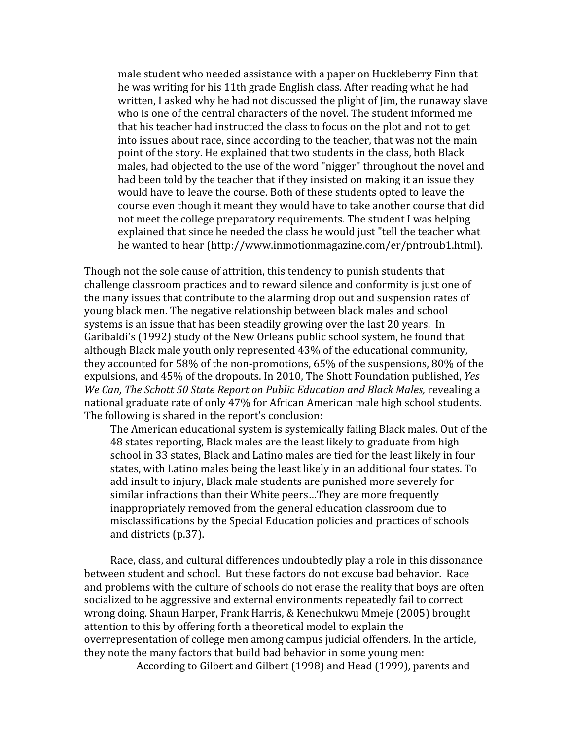> male student who needed assistance with a paper on Huckleberry Finn that he was writing for his 11th grade English class. After reading what he had written, I asked why he had not discussed the plight of Jim, the runaway slave who is one of the central characters of the novel. The student informed me that his teacher had instructed the class to focus on the plot and not to get into issues about race, since according to the teacher, that was not the main point of the story. He explained that two students in the class, both Black males, had objected to the use of the word "nigger" throughout the novel and had been told by the teacher that if they insisted on making it an issue they would have to leave the course. Both of these students opted to leave the course even though it meant they would have to take another course that did not meet the college preparatory requirements. The student I was helping explained that since he needed the class he would just "tell the teacher what he wanted to hear (http://www.inmotionmagazine.com/er/pntroub1.html).

Though not the sole cause of attrition, this tendency to punish students that challenge classroom practices and to reward silence and conformity is just one of the many issues that contribute to the alarming drop out and suspension rates of young black men. The negative relationship between black males and school systems is an issue that has been steadily growing over the last 20 years. In Garibaldi's (1992) study of the New Orleans public school system, he found that although Black male youth only represented 43% of the educational community, they accounted for 58% of the non-promotions, 65% of the suspensions, 80% of the expulsions, and 45% of the dropouts. In 2010, The Shott Foundation published, *Yes We Can, The Schott 50 State Report on Public Education and Black Males,* revealing a national graduate rate of only 47% for African American male high school students. The following is shared in the report's conclusion:

> The American educational system is systemically failing Black males. Out of the 48 states reporting, Black males are the least likely to graduate from high school in 33 states, Black and Latino males are tied for the least likely in four states, with Latino males being the least likely in an additional four states. To add insult to injury, Black male students are punished more severely for similar infractions than their White peers…They are more frequently inappropriately removed from the general education classroom due to misclassifications by the Special Education policies and practices of schools and districts (p.37).

Race, class, and cultural differences undoubtedly play a role in this dissonance between student and school. But these factors do not excuse bad behavior. Race and problems with the culture of schools do not erase the reality that boys are often socialized to be aggressive and external environments repeatedly fail to correct wrong doing. Shaun Harper, Frank Harris, & Kenechukwu Mmeje (2005) brought attention to this by offering forth a theoretical model to explain the overrepresentation of college men among campus judicial offenders. In the article, they note the many factors that build bad behavior in some young men:

> According to Gilbert and Gilbert (1998) and Head (1999), parents and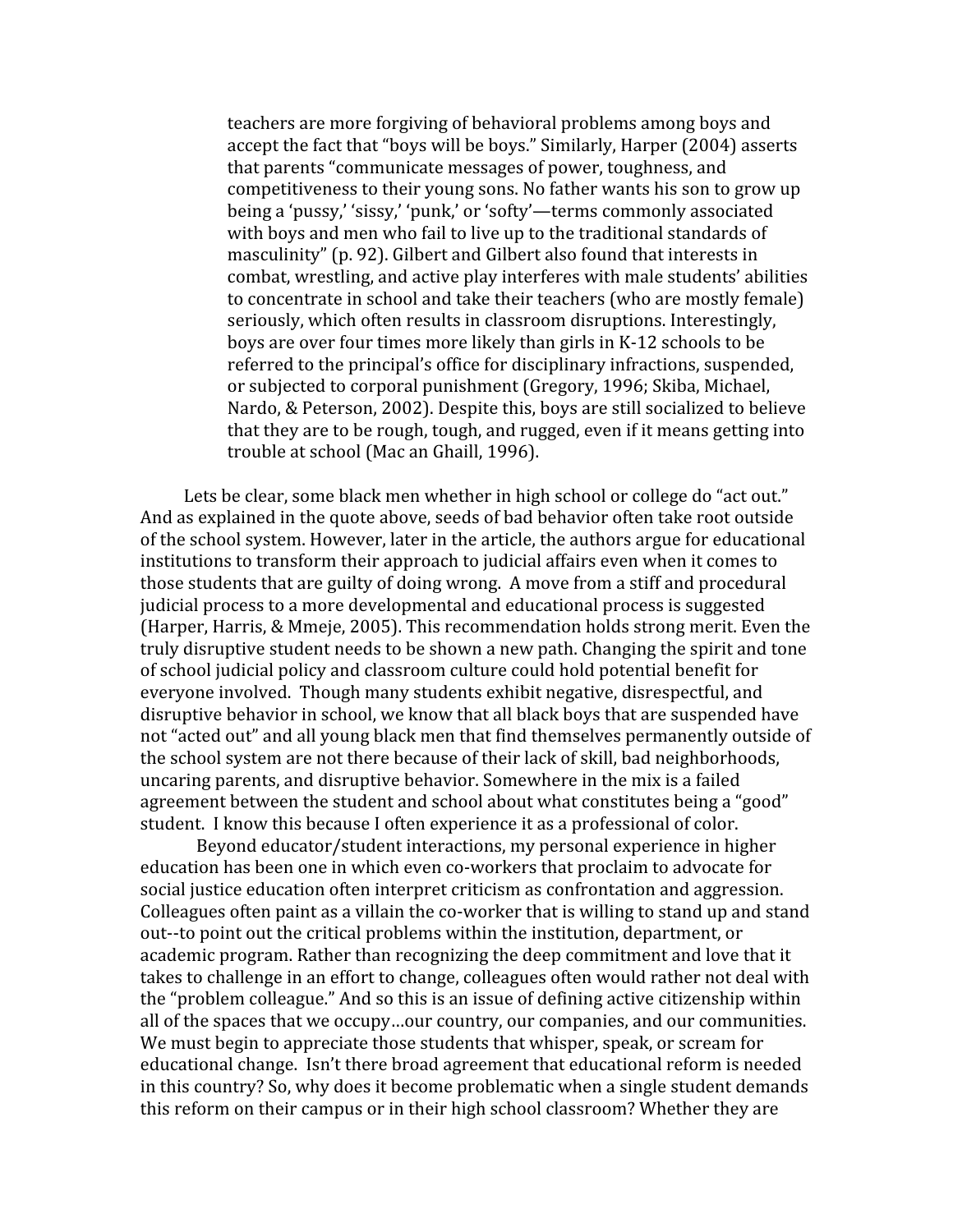> teachers are more forgiving of behavioral problems among boys and accept the fact that "boys will be boys." Similarly, Harper (2004) asserts that parents "communicate messages of power, toughness, and competitiveness to their young sons. No father wants his son to grow up being a 'pussy,' 'sissy,' 'punk,' or 'softy'—terms commonly associated with boys and men who fail to live up to the traditional standards of masculinity" (p. 92). Gilbert and Gilbert also found that interests in combat, wrestling, and active play interferes with male students' abilities to concentrate in school and take their teachers (who are mostly female) seriously, which often results in classroom disruptions. Interestingly, boys are over four times more likely than girls in K-12 schools to be referred to the principal's office for disciplinary infractions, suspended, or subjected to corporal punishment (Gregory, 1996; Skiba, Michael, Nardo, & Peterson, 2002). Despite this, boys are still socialized to believe that they are to be rough, tough, and rugged, even if it means getting into trouble at school (Mac an Ghaill, 1996).

Lets be clear, some black men whether in high school or college do "act out." And as explained in the quote above, seeds of bad behavior often take root outside of the school system. However, later in the article, the authors argue for educational institutions to transform their approach to judicial affairs even when it comes to those students that are guilty of doing wrong. A move from a stiff and procedural judicial process to a more developmental and educational process is suggested (Harper, Harris, & Mmeje, 2005). This recommendation holds strong merit. Even the truly disruptive student needs to be shown a new path. Changing the spirit and tone of school judicial policy and classroom culture could hold potential benefit for everyone involved. Though many students exhibit negative, disrespectful, and disruptive behavior in school, we know that all black boys that are suspended have not "acted out" and all young black men that find themselves permanently outside of the school system are not there because of their lack of skill, bad neighborhoods, uncaring parents, and disruptive behavior. Somewhere in the mix is a failed agreement between the student and school about what constitutes being a "good" student. I know this because I often experience it as a professional of color.

Beyond educator/student interactions, my personal experience in higher education has been one in which even co-workers that proclaim to advocate for social justice education often interpret criticism as confrontation and aggression. Colleagues often paint as a villain the co-worker that is willing to stand up and stand out--to point out the critical problems within the institution, department, or academic program. Rather than recognizing the deep commitment and love that it takes to challenge in an effort to change, colleagues often would rather not deal with the "problem colleague." And so this is an issue of defining active citizenship within all of the spaces that we occupy…our country, our companies, and our communities. We must begin to appreciate those students that whisper, speak, or scream for educational change. Isn't there broad agreement that educational reform is needed in this country? So, why does it become problematic when a single student demands this reform on their campus or in their high school classroom? Whether they are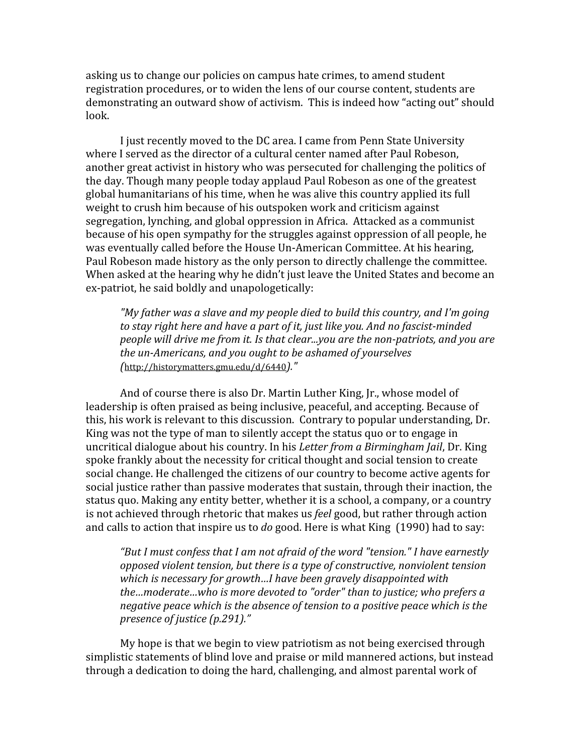asking us to change our policies on campus hate crimes, to amend student registration procedures, or to widen the lens of our course content, students are demonstrating an outward show of activism. This is indeed how "acting out" should look.

I just recently moved to the DC area. I came from Penn State University where I served as the director of a cultural center named after Paul Robeson, another great activist in history who was persecuted for challenging the politics of the day. Though many people today applaud Paul Robeson as one of the greatest global humanitarians of his time, when he was alive this country applied its full weight to crush him because of his outspoken work and criticism against segregation, lynching, and global oppression in Africa. Attacked as a communist because of his open sympathy for the struggles against oppression of all people, he was eventually called before the House Un-American Committee. At his hearing, Paul Robeson made history as the only person to directly challenge the committee. When asked at the hearing why he didn't just leave the United States and become an ex-patriot, he said boldly and unapologetically:

> *"My father was a slave and my people died to build this country, and I'm going to stay right here and have a part of it, just like you. And no fascist-minded people will drive me from it. Is that clear...you are the non-patriots, and you are the un-Americans, and you ought to be ashamed of yourselves (*http://historymatters.gmu.edu/d/6440*)."*

And of course there is also Dr. Martin Luther King, Jr., whose model of leadership is often praised as being inclusive, peaceful, and accepting. Because of this, his work is relevant to this discussion. Contrary to popular understanding, Dr. King was not the type of man to silently accept the status quo or to engage in uncritical dialogue about his country. In his *Letter from a Birmingham Jail*, Dr. King spoke frankly about the necessity for critical thought and social tension to create social change. He challenged the citizens of our country to become active agents for social justice rather than passive moderates that sustain, through their inaction, the status quo. Making any entity better, whether it is a school, a company, or a country is not achieved through rhetoric that makes us *feel* good, but rather through action and calls to action that inspire us to *do* good. Here is what King (1990) had to say:

> *"But I must confess that I am not afraid of the word "tension." I have earnestly opposed violent tension, but there is a type of constructive, nonviolent tension which is necessary for growth…I have been gravely disappointed with the…moderate…who is more devoted to "order" than to justice; who prefers a negative peace which is the absence of tension to a positive peace which is the presence of justice (p.291)."*

My hope is that we begin to view patriotism as not being exercised through simplistic statements of blind love and praise or mild mannered actions, but instead through a dedication to doing the hard, challenging, and almost parental work of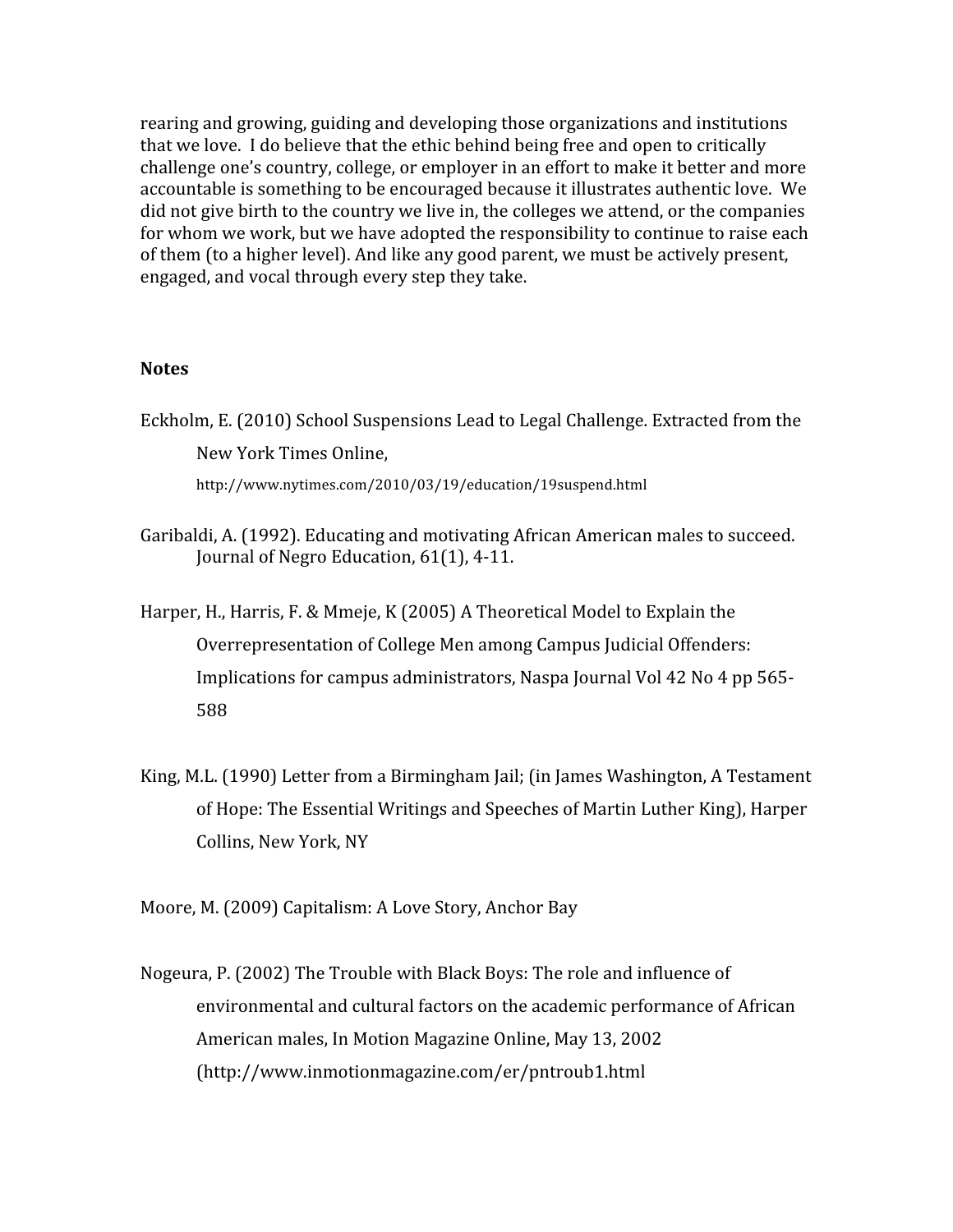rearing and growing, guiding and developing those organizations and institutions that we love. I do believe that the ethic behind being free and open to critically challenge one's country, college, or employer in an effort to make it better and more accountable is something to be encouraged because it illustrates authentic love. We did not give birth to the country we live in, the colleges we attend, or the companies for whom we work, but we have adopted the responsibility to continue to raise each of them (to a higher level). And like any good parent, we must be actively present, engaged, and vocal through every step they take.

**Notes**

Eckholm, E. (2010) School Suspensions Lead to Legal Challenge. Extracted from the New York Times Online, http://www.nytimes.com/2010/03/19/education/19suspend.html

Garibaldi, A. (1992). Educating and motivating African American males to succeed. Journal of Negro Education, 61(1), 4-11.

Harper, H., Harris, F. & Mmeje, K (2005) A Theoretical Model to Explain the Overrepresentation of College Men among Campus Judicial Offenders: Implications for campus administrators, Naspa Journal Vol 42 No 4 pp 565-588

King, M.L. (1990) Letter from a Birmingham Jail; (in James Washington, A Testament of Hope: The Essential Writings and Speeches of Martin Luther King), Harper Collins, New York, NY

Moore, M. (2009) Capitalism: A Love Story, Anchor Bay

Nogeura, P. (2002) The Trouble with Black Boys: The role and influence of environmental and cultural factors on the academic performance of African American males, In Motion Magazine Online, May 13, 2002 (http://www.inmotionmagazine.com/er/pntroub1.html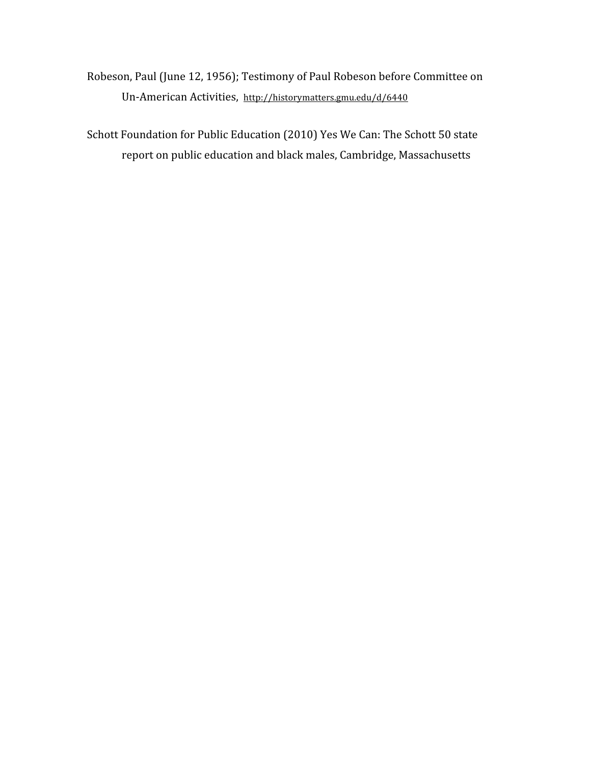Robeson, Paul (June 12, 1956); Testimony of Paul Robeson before Committee on Un-American Activities, http://historymatters.gmu.edu/d/6440

Schott Foundation for Public Education (2010) Yes We Can: The Schott 50 state report on public education and black males, Cambridge, Massachusetts